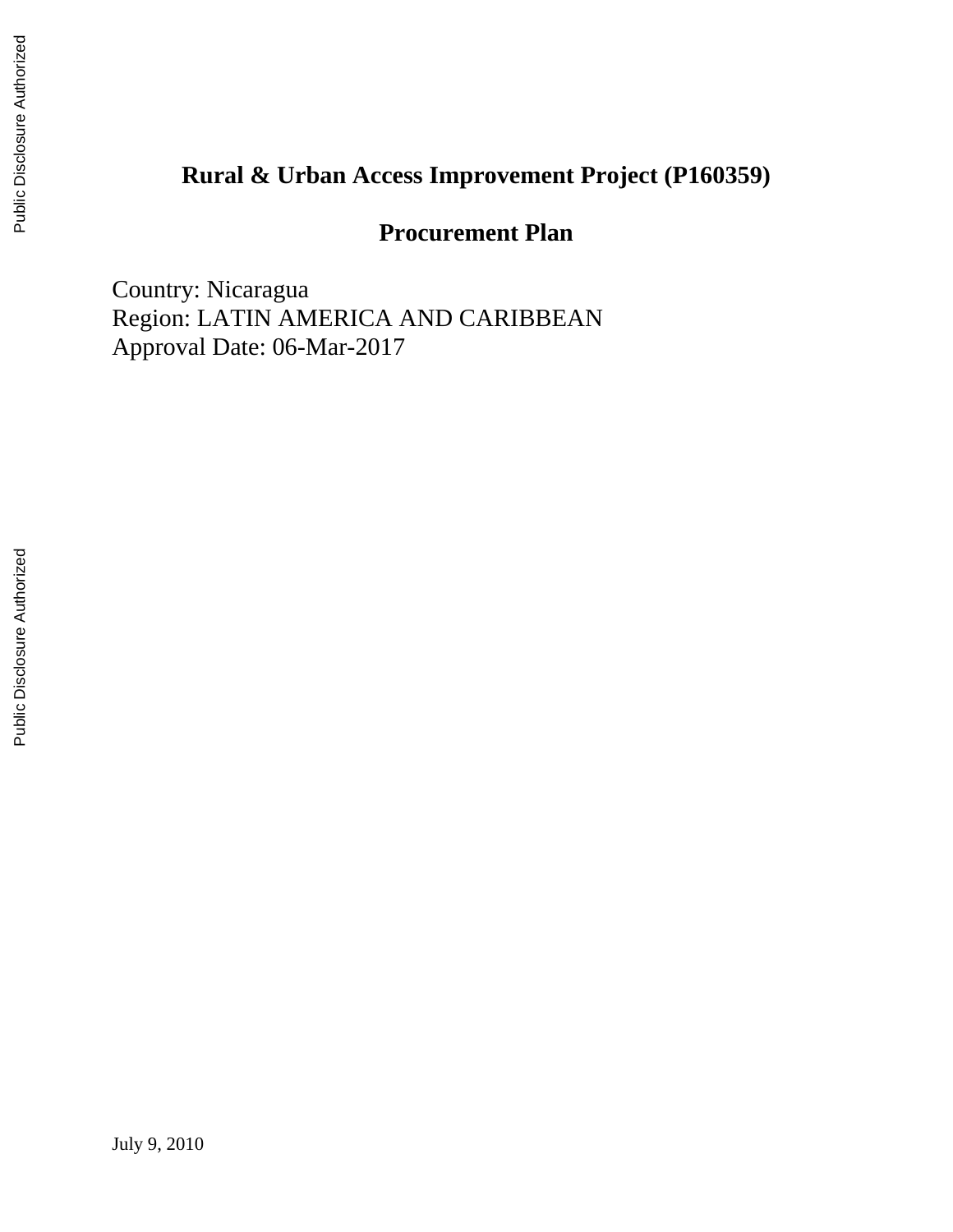# Rural & Urban Access Improvement Project (P160359)

## Procurement Plan

Country: Nicaragua
Region: LATIN AMERICA AND CARIBBEAN
Approval Date: 06-Mar-2017

July 9, 2010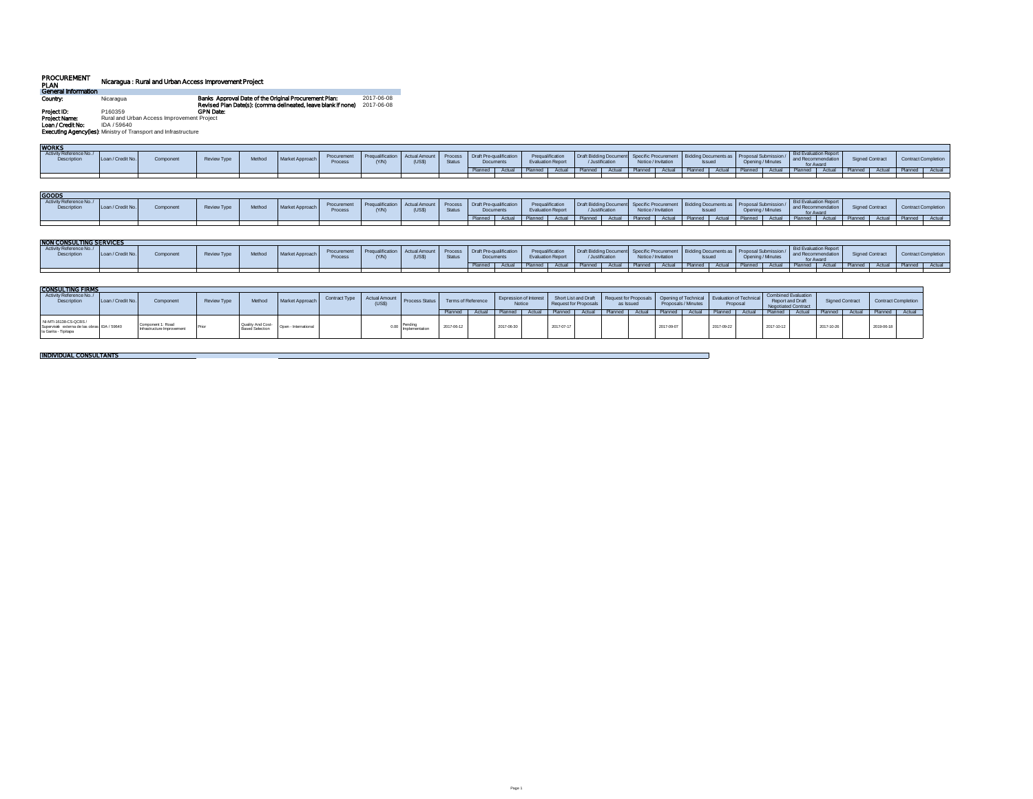# PROCUREMENT PLAN

## Nicaragua : Rural and Urban Access Improvement Project

**General Information**

**Country:** Nicaragua

**Banks Approval Date of the Original Procurement Plan:** 2017-06-08

**Revised Plan Date(s): (comma delineated, leave blank if none)** 2017-06-08

**Project ID:** P160359

**GPN Date:**

**Project Name:** Rural and Urban Access Improvement Project

**Loan / Credit No:** IDA / 59640

**Executing Agency(ies):** Ministry of Transport and Infrastructure

### WORKS

| Activity Reference No. / Description | Loan / Credit No. | Component | Review Type | Method | Market Approach | Procurement Process | Prequalification (Y/N) | Actual Amount (US$) | Process Status | Draft Pre-qualification Documents | | Prequalification Evaluation Report | | Draft Bidding Document / Justification | | Specific Procurement Notice / Invitation | | Bidding Documents as Issued | | Proposal Submission / Opening / Minutes | | Bid Evaluation Report and Recommendation for Award | | Signed Contract | | Contract Completion | |
|---|---|---|---|---|---|---|---|---|---|---|---|---|---|---|---|---|---|---|---|---|---|---|---|---|---|---|---|
| | | | | | | | | | | Planned | Actual | Planned | Actual | Planned | Actual | Planned | Actual | Planned | Actual | Planned | Actual | Planned | Actual | Planned | Actual | Planned | Actual |

### GOODS

| Activity Reference No. / Description | Loan / Credit No. | Component | Review Type | Method | Market Approach | Procurement Process | Prequalification (Y/N) | Actual Amount (US$) | Process Status | Draft Pre-qualification Documents | | Prequalification Evaluation Report | | Draft Bidding Document / Justification | | Specific Procurement Notice / Invitation | | Bidding Documents as Issued | | Proposal Submission / Opening / Minutes | | Bid Evaluation Report and Recommendation for Award | | Signed Contract | | Contract Completion | |
|---|---|---|---|---|---|---|---|---|---|---|---|---|---|---|---|---|---|---|---|---|---|---|---|---|---|---|---|
| | | | | | | | | | | Planned | Actual | Planned | Actual | Planned | Actual | Planned | Actual | Planned | Actual | Planned | Actual | Planned | Actual | Planned | Actual | Planned | Actual |

### NON CONSULTING SERVICES

| Activity Reference No. / Description | Loan / Credit No. | Component | Review Type | Method | Market Approach | Procurement Process | Prequalification (Y/N) | Actual Amount (US$) | Process Status | Draft Pre-qualification Documents | | Prequalification Evaluation Report | | Draft Bidding Document / Justification | | Specific Procurement Notice / Invitation | | Bidding Documents as Issued | | Proposal Submission / Opening / Minutes | | Bid Evaluation Report and Recommendation for Award | | Signed Contract | | Contract Completion | |
|---|---|---|---|---|---|---|---|---|---|---|---|---|---|---|---|---|---|---|---|---|---|---|---|---|---|---|---|
| | | | | | | | | | | Planned | Actual | Planned | Actual | Planned | Actual | Planned | Actual | Planned | Actual | Planned | Actual | Planned | Actual | Planned | Actual | Planned | Actual |

### CONSULTING FIRMS

| Activity Reference No. / Description | Loan / Credit No. | Component | Review Type | Method | Market Approach | Contract Type | Actual Amount (US$) | Process Status | Terms of Reference | | Expression of Interest Notice | | Short List and Draft Request for Proposals | | Request for Proposals as Issued | | Opening of Technical Proposals / Minutes | | Evaluation of Technical Proposal | | Combined Evaluation Report and Draft Negotiated Contract | | Signed Contract | | Contract Completion | |
|---|---|---|---|---|---|---|---|---|---|---|---|---|---|---|---|---|---|---|---|---|---|---|---|---|---|---|
| | | | | | | | | | Planned | Actual | Planned | Actual | Planned | Actual | Planned | Actual | Planned | Actual | Planned | Actual | Planned | Actual | Planned | Actual | Planned | Actual |
| NI-MTI-16338-CS-QCBS / Supervisió externa de las obras la Garita - Tipitapa | IDA / 59640 | Component 1: Road Infrastructure Improvement | Prior | Quality And Cost-Based Selection | Open - International | | 0.00 | Pending Implementation | 2017-06-12 | | 2017-06-30 | | 2017-07-17 | | | | 2017-09-07 | | 2017-09-22 | | 2017-10-12 | | 2017-10-26 | | 2019-06-18 | |

### INDIVIDUAL CONSULTANTS